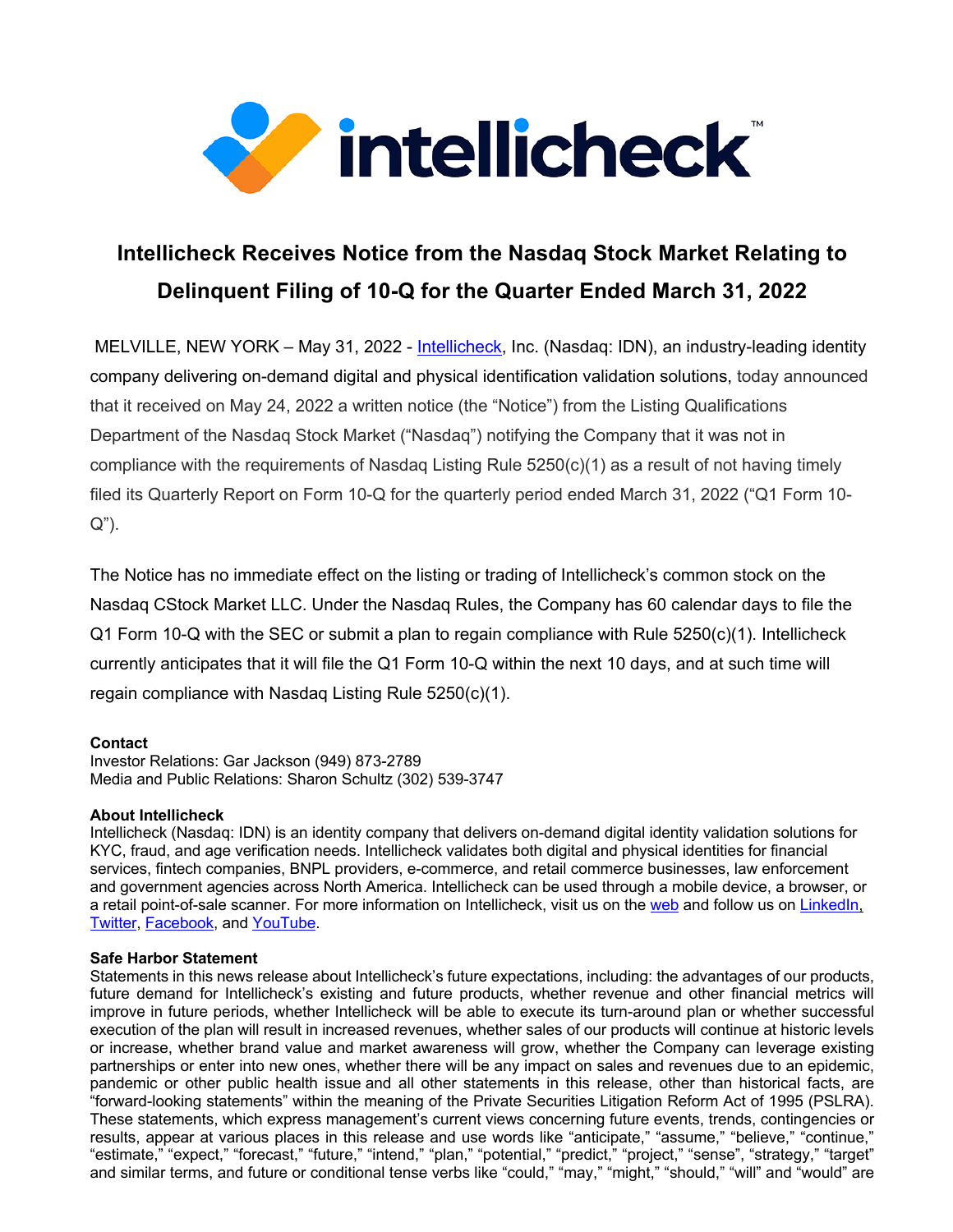# Intellicheck Receives Notice from the Nasdaq Stock Market Relating to Delinquent Filing of 10-Q for the Quarter Ended March 31, 2022

MELVILLE, NEW YORK – May 31, 2022 - Intellicheck, Inc. (Nasdaq: IDN), an industry-leading identity company delivering on-demand digital and physical identification validation solutions, today announced that it received on May 24, 2022 a written notice (the "Notice") from the Listing Qualifications Department of the Nasdaq Stock Market ("Nasdaq") notifying the Company that it was not in compliance with the requirements of Nasdaq Listing Rule 5250(c)(1) as a result of not having timely filed its Quarterly Report on Form 10-Q for the quarterly period ended March 31, 2022 ("Q1 Form 10-Q").

The Notice has no immediate effect on the listing or trading of Intellicheck's common stock on the Nasdaq CStock Market LLC. Under the Nasdaq Rules, the Company has 60 calendar days to file the Q1 Form 10-Q with the SEC or submit a plan to regain compliance with Rule 5250(c)(1). Intellicheck currently anticipates that it will file the Q1 Form 10-Q within the next 10 days, and at such time will regain compliance with Nasdaq Listing Rule 5250(c)(1).

**Contact**
Investor Relations: Gar Jackson (949) 873-2789
Media and Public Relations: Sharon Schultz (302) 539-3747

**About Intellicheck**
Intellicheck (Nasdaq: IDN) is an identity company that delivers on-demand digital identity validation solutions for KYC, fraud, and age verification needs. Intellicheck validates both digital and physical identities for financial services, fintech companies, BNPL providers, e-commerce, and retail commerce businesses, law enforcement and government agencies across North America. Intellicheck can be used through a mobile device, a browser, or a retail point-of-sale scanner. For more information on Intellicheck, visit us on the web and follow us on LinkedIn, Twitter, Facebook, and YouTube.

**Safe Harbor Statement**
Statements in this news release about Intellicheck's future expectations, including: the advantages of our products, future demand for Intellicheck's existing and future products, whether revenue and other financial metrics will improve in future periods, whether Intellicheck will be able to execute its turn-around plan or whether successful execution of the plan will result in increased revenues, whether sales of our products will continue at historic levels or increase, whether brand value and market awareness will grow, whether the Company can leverage existing partnerships or enter into new ones, whether there will be any impact on sales and revenues due to an epidemic, pandemic or other public health issue and all other statements in this release, other than historical facts, are "forward-looking statements" within the meaning of the Private Securities Litigation Reform Act of 1995 (PSLRA). These statements, which express management's current views concerning future events, trends, contingencies or results, appear at various places in this release and use words like "anticipate," "assume," "believe," "continue," "estimate," "expect," "forecast," "future," "intend," "plan," "potential," "predict," "project," "sense", "strategy," "target" and similar terms, and future or conditional tense verbs like "could," "may," "might," "should," "will" and "would" are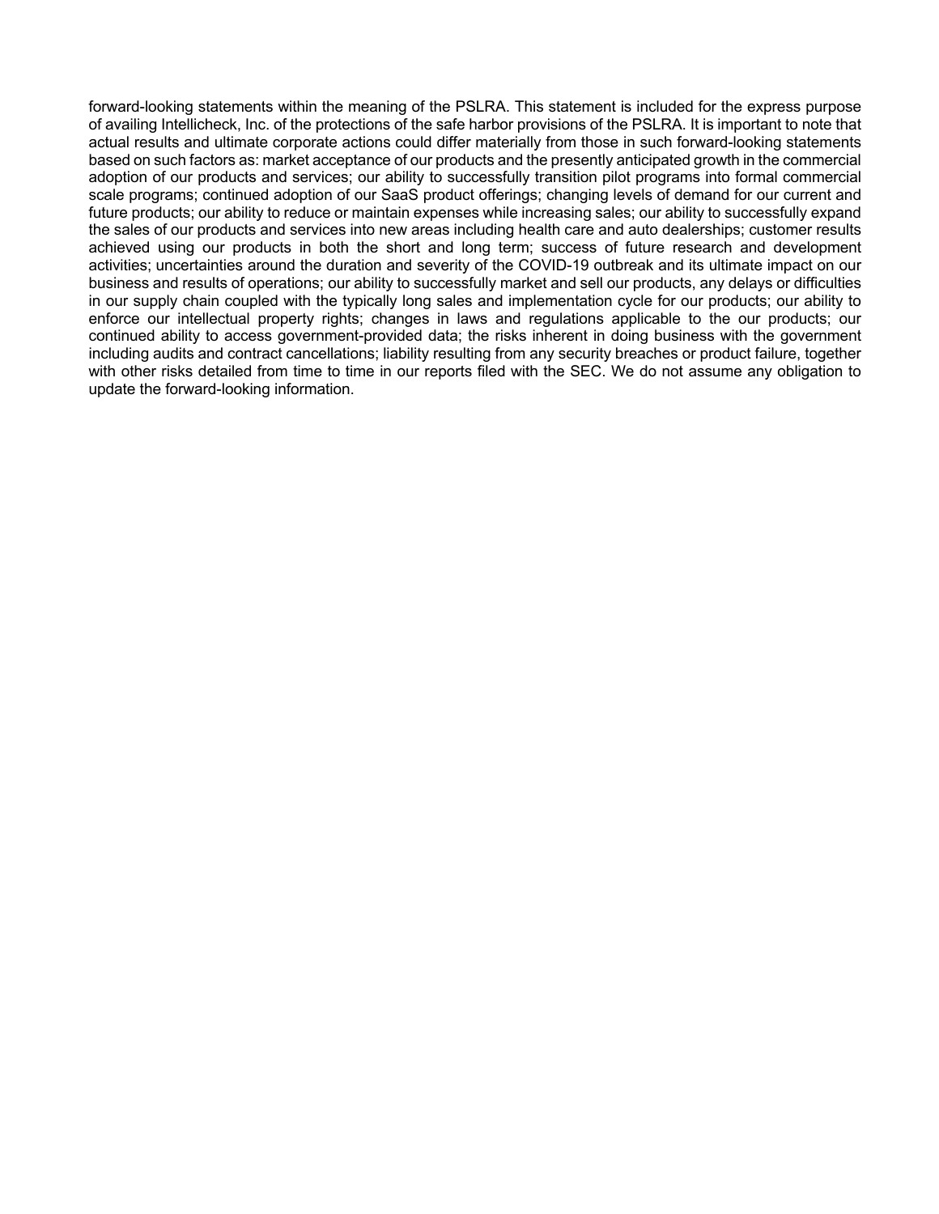forward-looking statements within the meaning of the PSLRA. This statement is included for the express purpose of availing Intellicheck, Inc. of the protections of the safe harbor provisions of the PSLRA. It is important to note that actual results and ultimate corporate actions could differ materially from those in such forward-looking statements based on such factors as: market acceptance of our products and the presently anticipated growth in the commercial adoption of our products and services; our ability to successfully transition pilot programs into formal commercial scale programs; continued adoption of our SaaS product offerings; changing levels of demand for our current and future products; our ability to reduce or maintain expenses while increasing sales; our ability to successfully expand the sales of our products and services into new areas including health care and auto dealerships; customer results achieved using our products in both the short and long term; success of future research and development activities; uncertainties around the duration and severity of the COVID-19 outbreak and its ultimate impact on our business and results of operations; our ability to successfully market and sell our products, any delays or difficulties in our supply chain coupled with the typically long sales and implementation cycle for our products; our ability to enforce our intellectual property rights; changes in laws and regulations applicable to the our products; our continued ability to access government-provided data; the risks inherent in doing business with the government including audits and contract cancellations; liability resulting from any security breaches or product failure, together with other risks detailed from time to time in our reports filed with the SEC. We do not assume any obligation to update the forward-looking information.